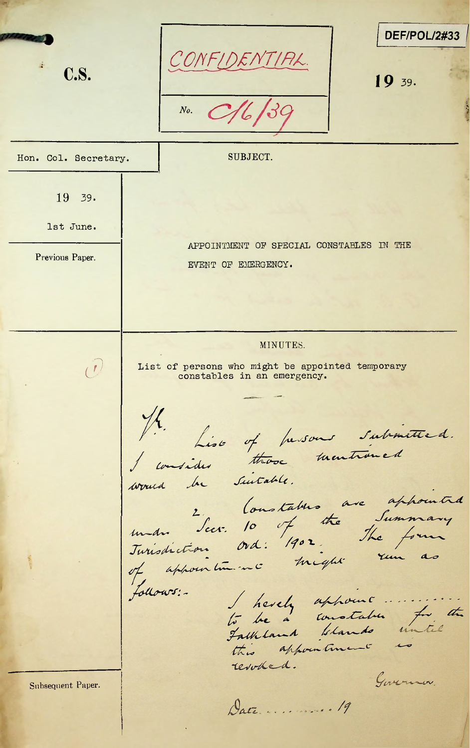DEF/POL/2#33

**C.S.**

CONFIDENTIAL.

No. C/6/39

19 39.

Hon. Col. Secretary.

SUBJECT.

19 39.

1st June.

Previous Paper.

APPOINTMENT OF SPECIAL CONSTABLES IN THE EVENT OF EMERGENCY.

MINUTES.

(1) List of persons who might be appointed temporary constables in an emergency.

---

H.E.

List of persons submitted. I consider those mentioned would be suitable.

2. Constables are appointed under Sec. 10 of the Summary Jurisdiction Ord: 1902. The form of appointment might run as follows:-

I hereby appoint .......... to be a constable for the Falkland Islands until this appointment is revoked.

Governor.

Date ........ 19

Subsequent Paper.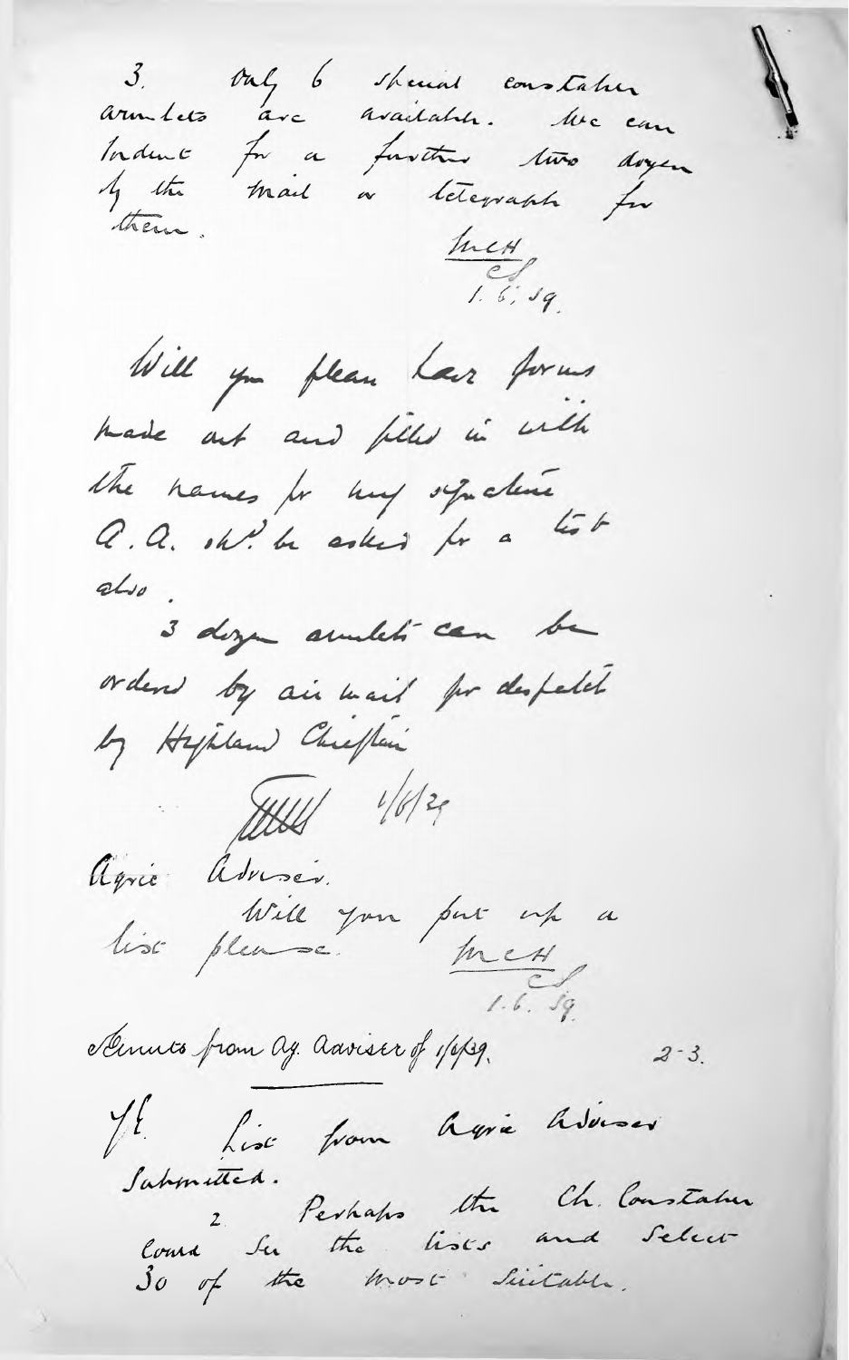3. Only 6 special constables armlets are available. We can indent for a further two dozen by the mail or telegraph for them.

MCH
CS
1. 6. 39.

Will you please have forms made out and filled in with the names for my signature. A.A. shd. be asked for a list also.

3 dozen armlets can be ordered by air mail for despatch by Highland Chieftain

[signature] 1/6/39

Agric Adviser.
Will you put up a list please. MCH
CS
1. 6. 39.

Minute from Ag. Adviser of 1/6/39. 2-3.

---

HE. List from Agric Adviser submitted.
2. Perhaps the Ch. Constable could see the lists and select 30 of the most suitable.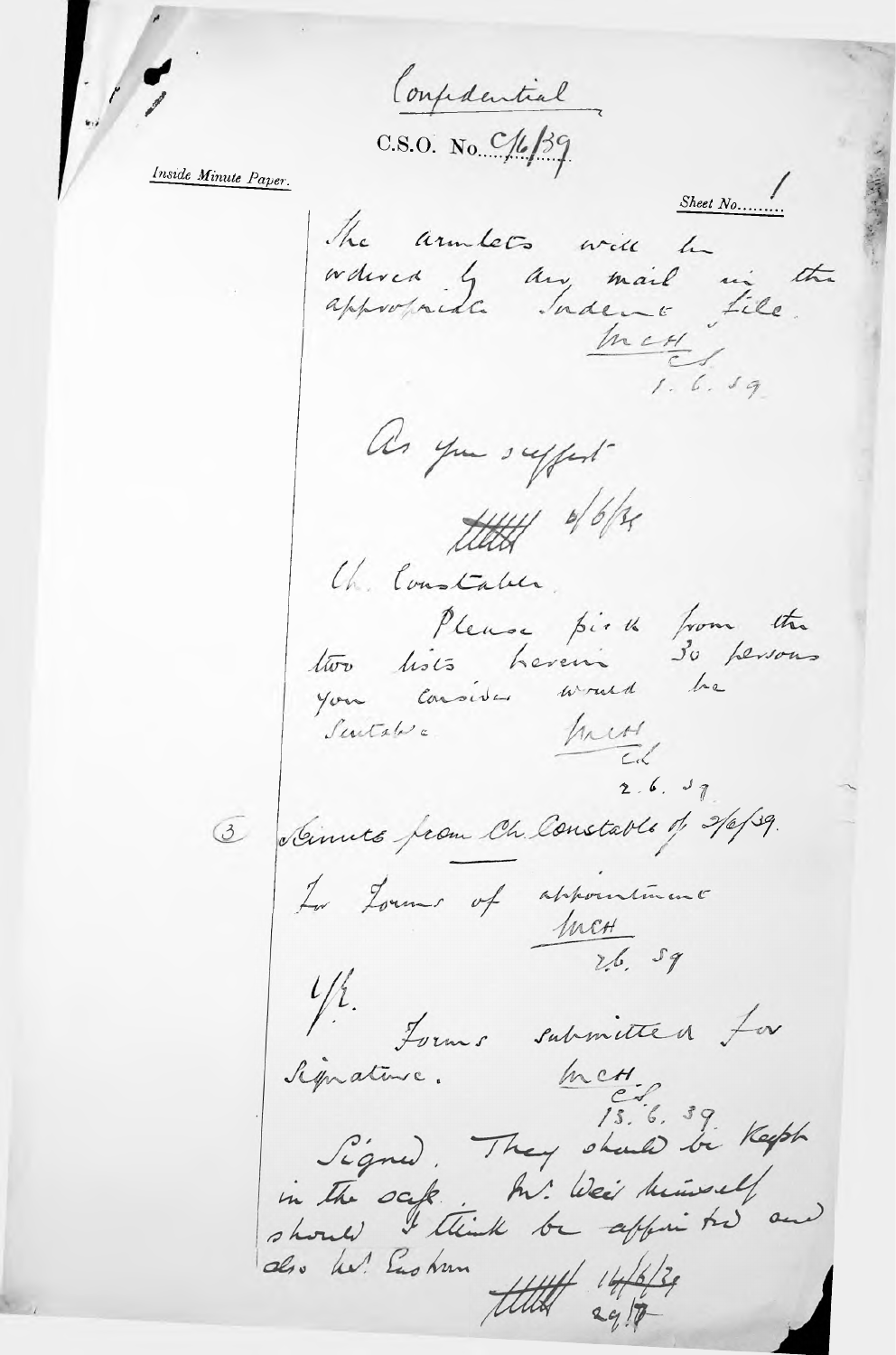Confidential

C.S.O. No. C/6/39

*Inside Minute Paper.*

Sheet No. 1

The armlets will be ordered by air mail in the appropriate Indent file.

McH
C.S.
1. 6. 39

As you suggest

[initials] 1/6/39

Ch. Constable.

Please pick from the two lists herein 30 persons you consider would be suitable

McH
C.S.
2. 6. 39

(3) Minute from Ch. Constable of 2/6/39.

For Forms of appointment

McH
2/6. 39

1/E.

Forms submitted for signature.

McH
C.S.
13. 6. 39

Signed. They should be kept in the safe. Mr. Weir himself should I think be appointed and also Mr. Cushman

[initials] 14/6/39
29/7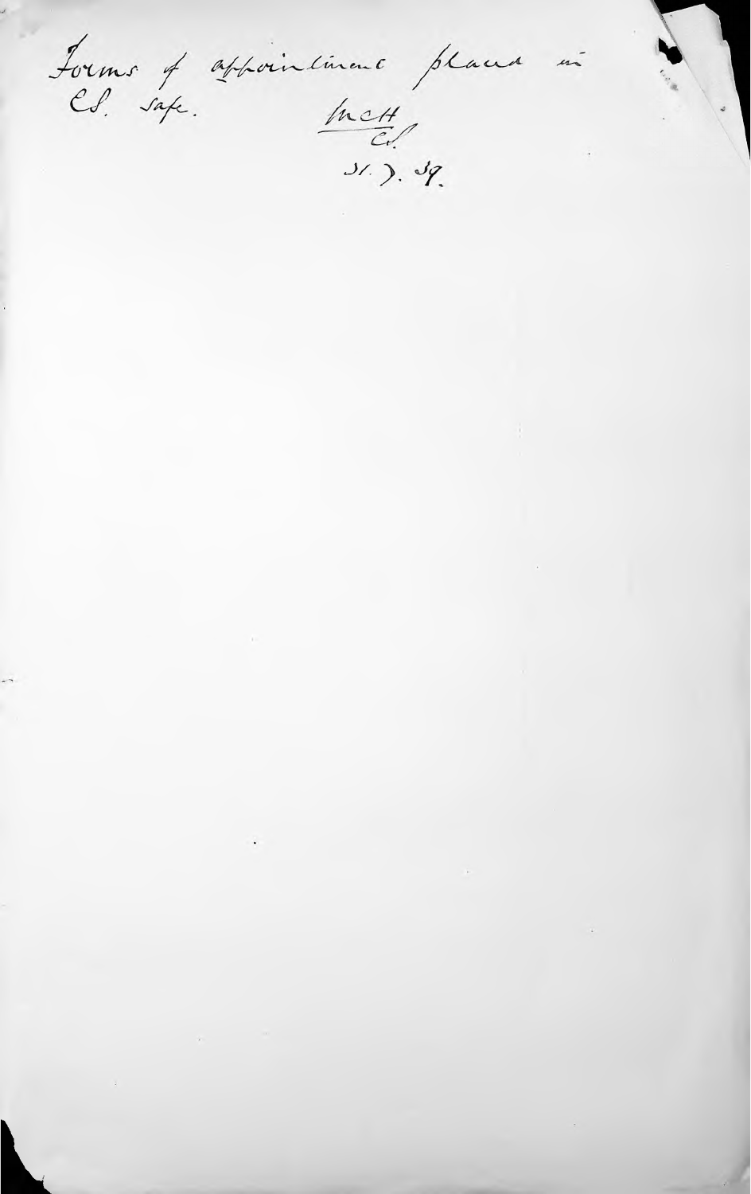Forms of appointment placed in C.S. safe.

McH
C.S.
31. 7. 39.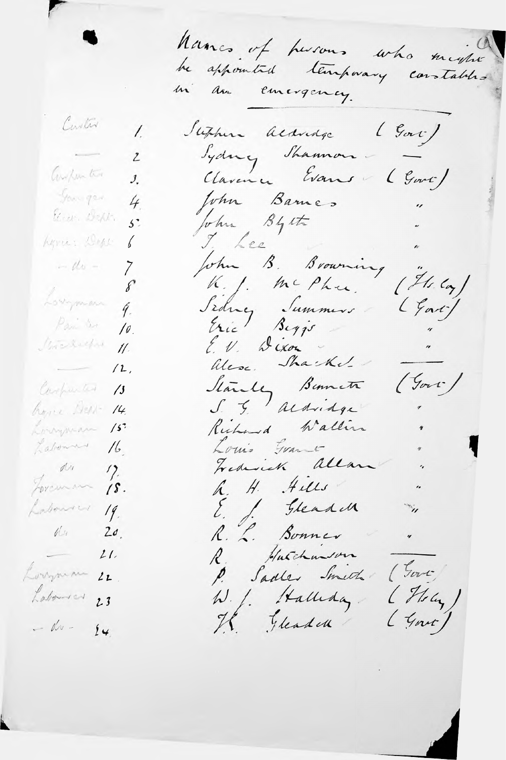Names of persons who might be appointed temporary constables in an emergency.

| Occupation | No. | Name | |
|---|---|---|---|
| Carter | 1. | Stephen Aldridge | (Govt) |
| ——— | 2 | Sydney Shannon | — |
| Carpenter | 3. | Clarence Evans | (Govt) |
| Ganger | 4. | John Barnes | " |
| Elect. Dept. | 5. | John Blyth | " |
| Agric: Dept | 6 | J. Lee | " |
| — do — | 7 | John B. Browning | " |
| | 8 | K. J. McPhee. | (Is. Coy) |
| Lorryman | 9. | Sidney Summers | (Govt) |
| Painter | 10. | Eric Biggs | " |
| Storekeeper | 11. | E. V. Dixon | " |
| ——— | 12. | Alec. Shackel | ——— |
| Carpenter | 13 | Stanley Bennett | (Govt) |
| Agric Dept | 14. | S. G. Aldridge | " |
| Lorryman | 15. | Richard Wallin | " |
| Labourer | 16. | Louis Evans | " |
| do | 17. | Frederick Allan | " |
| Foreman | 18. | A. H. Hills | " |
| Labourer | 19. | E. J. Gleadell | " |
| do | 20. | R. L. Bonner | " |
| ——— | 21. | R. Hutchinson | ——— |
| Lorryman | 22. | P. Sadler Smith | (Govt) |
| Labourer | 23 | W. J. Halliday | (Is. Coy) |
| — do — | 24. | J. K. Gleadell | (Govt) |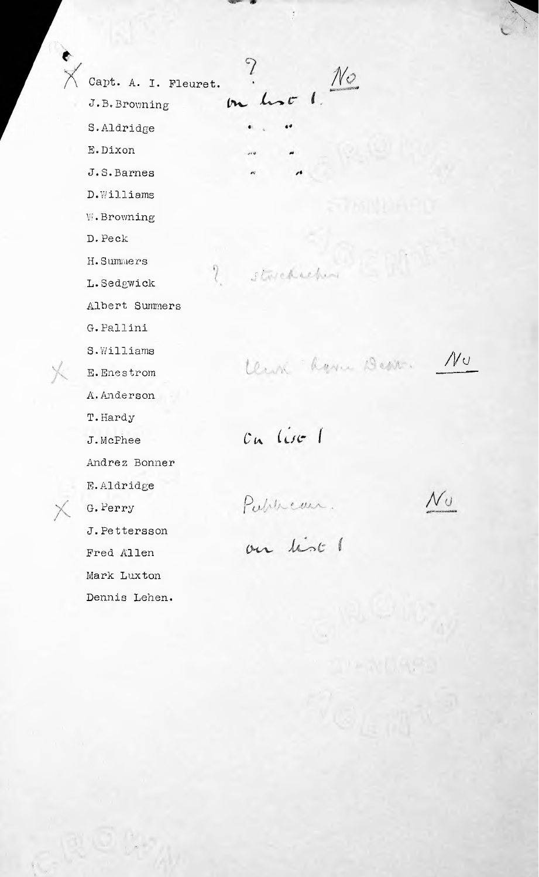| | Name | Annotation | |
|---|---|---|---|
| X | Capt. A. I. Fleuret. | ? | No |
| | J.B.Browning | on list 1. | |
| | S.Aldridge | " " | |
| | E.Dixon | " " | |
| | J.S.Barnes | " " | |
| | D.Williams | | |
| | W.Browning | | |
| | D.Peck | | |
| | H.Summers | | |
| | L.Sedgwick | ? Stowchecker | |
| | Albert Summers | | |
| | G.Pallini | | |
| | S.Williams | | |
| X | E.Enestrom | Clerk Lamm Dept. | No |
| | A.Anderson | | |
| | T.Hardy | | |
| | J.McPhee | On list 1 | |
| | Andrez Bonner | | |
| | E.Aldridge | | |
| X | G.Perry | Publican. | No |
| | J.Pettersson | on list 1 | |
| | Fred Allen | | |
| | Mark Luxton | | |
| | Dennis Lehen. | | |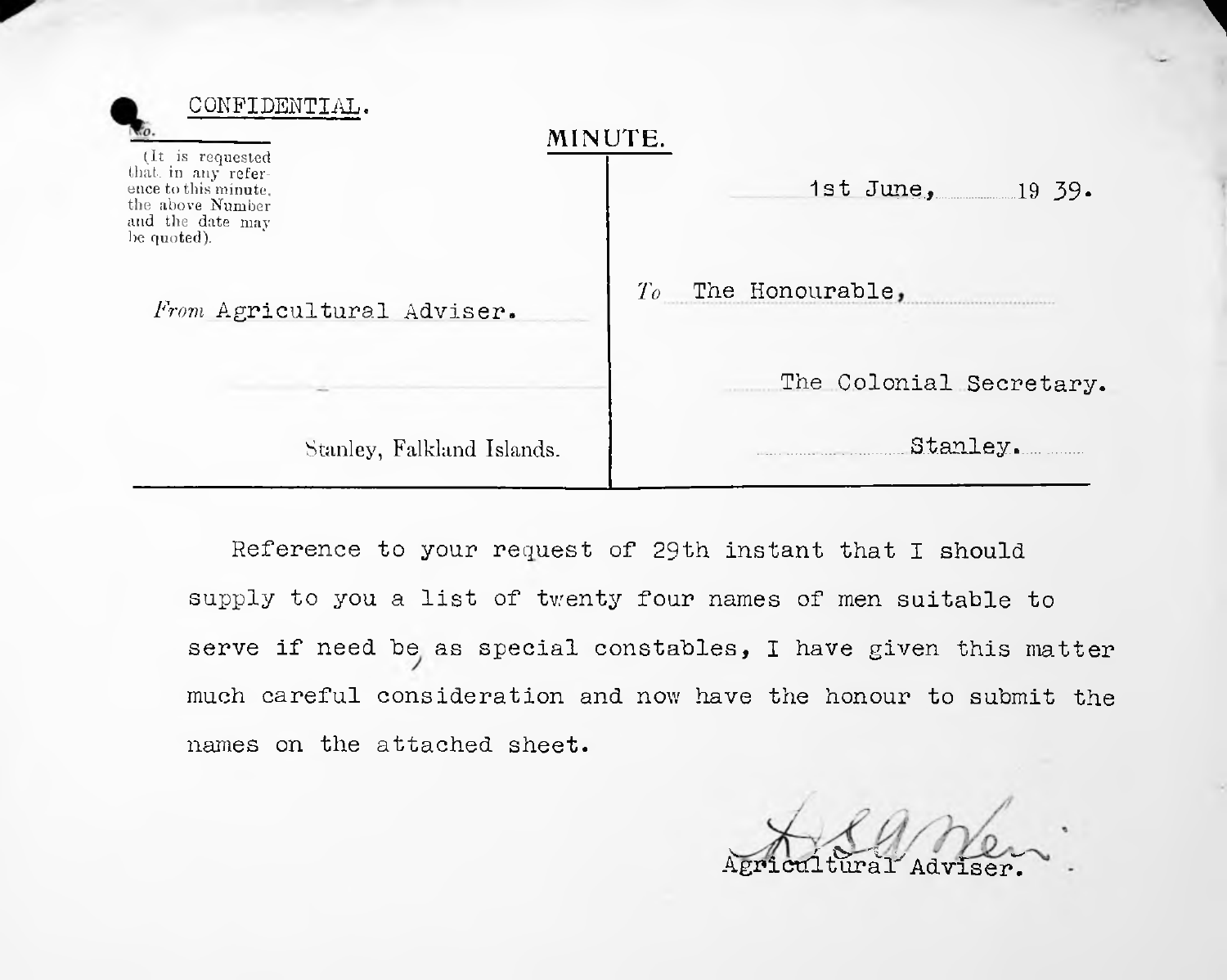CONFIDENTIAL.

No.

(It is requested that in any reference to this minute, the above Number and the date may be quoted).

## MINUTE.

1st June, 19 39.

*From* Agricultural Adviser.

Stanley, Falkland Islands.

*To* The Honourable,

The Colonial Secretary.

Stanley.

Reference to your request of 29th instant that I should supply to you a list of twenty four names of men suitable to serve if need be, as special constables, I have given this matter much careful consideration and now have the honour to submit the names on the attached sheet.

Agricultural Adviser.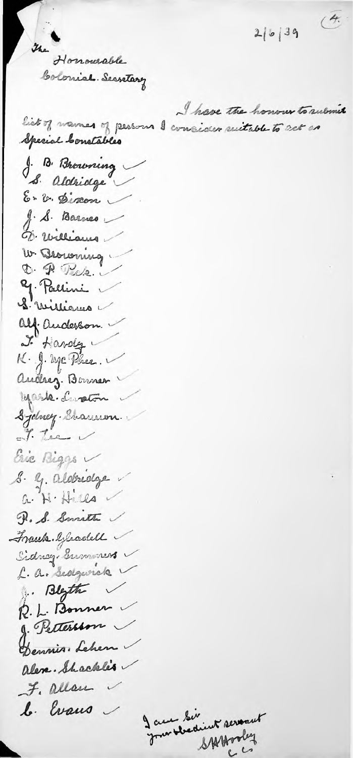2/6/39

The Honourable
Colonial Secretary

I have the honour to submit list of names of persons I consider suitable to act as Special Constables

J. B. Browning
S. Aldridge
E. V. Dixon
J. S. Barnes
D. Williams
W. Browning
D. P. Peck
G. Pallini
S. Williams
Alf. Anderson
T. Hardy
K. J. McPhee
Audrey. Bonner
Mark. Lawton
Sydney. Shannon.
T. Lee
Eric Biggs
S. G. Aldridge
A. H. Hills
R. S. Smith
Frank. Gleadell
Sidney. Summers
L. A. Sedgwick
J. Blyth
R. L. Bonner
J. Pettersson
Dennis. Lehen
Alex. Shackles
F. Allan
C. Evans

I am Sir
your obedient servant
S.H.Hooley
C.C.